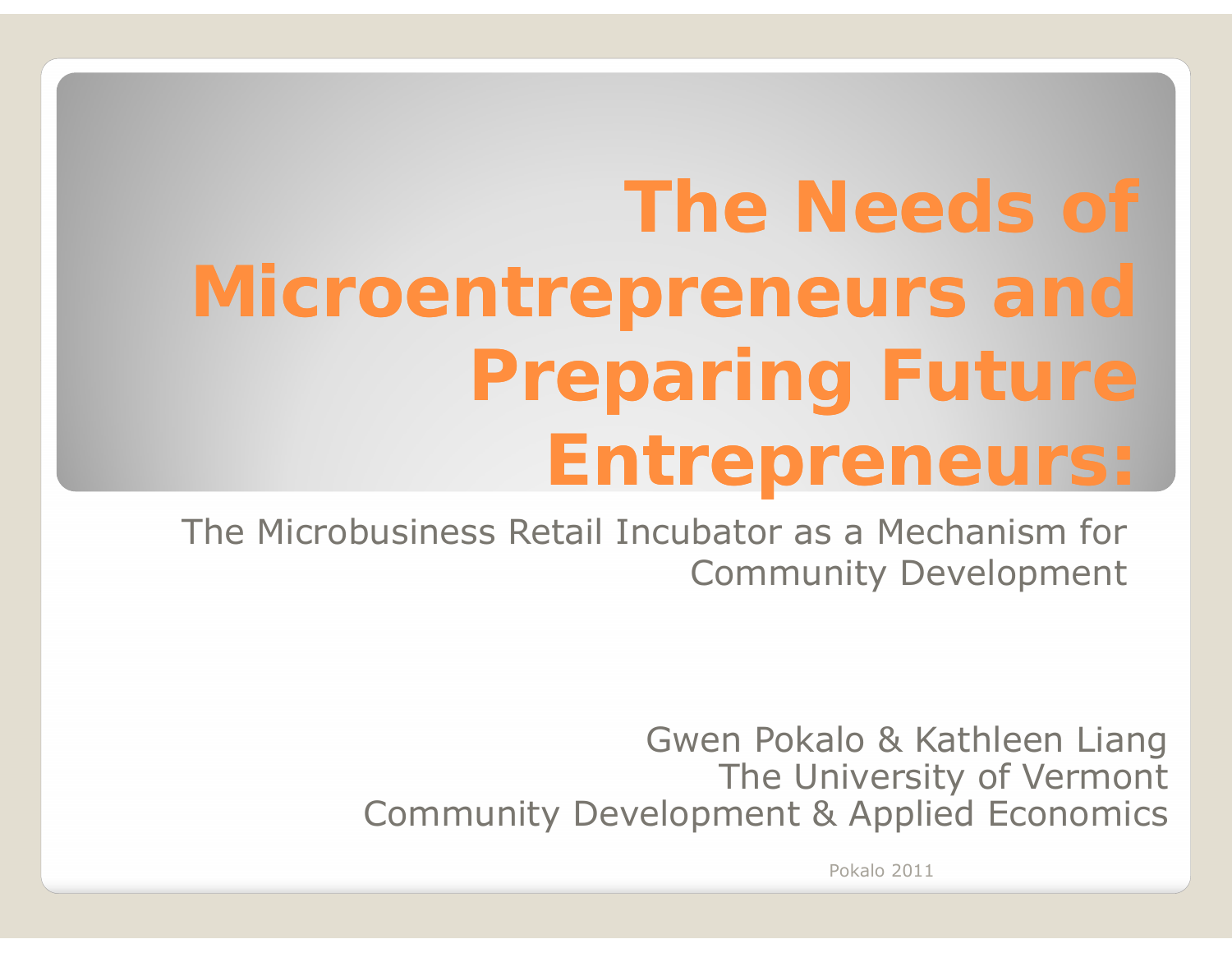# The Needs of Microentrepreneurs and Preparing Future Entrepreneurs:

The Microbusiness Retail Incubator as a Mechanism for Community Development

Gwen Pokalo & Kathleen Liang
The University of Vermont
Community Development & Applied Economics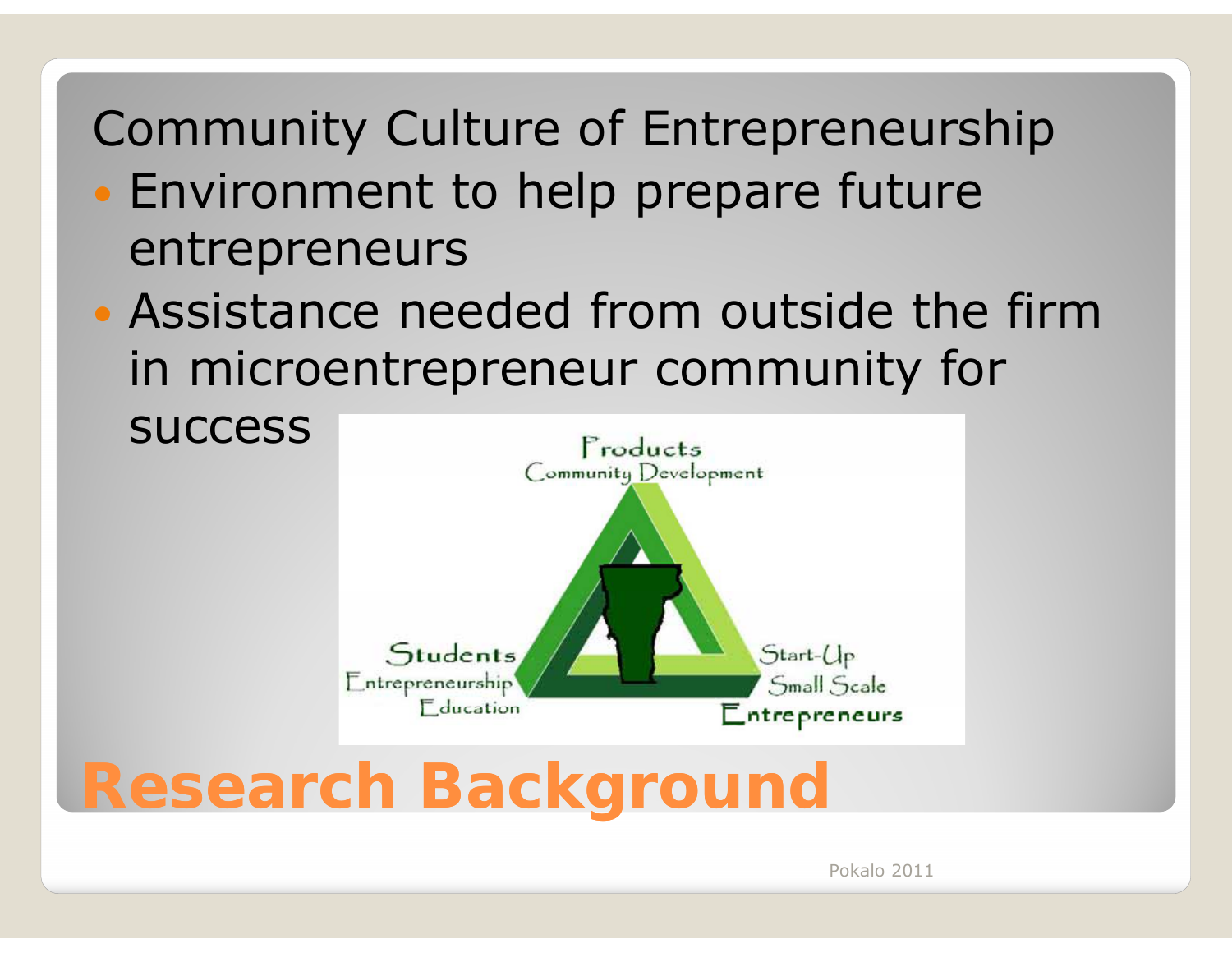# Research Background

Community Culture of Entrepreneurship

- Environment to help prepare future entrepreneurs
- Assistance needed from outside the firm in microentrepreneur community for success

Products
Community Development

Students
Entrepreneurship
Education

Start-Up
Small Scale
Entrepreneurs

Pokalo 2011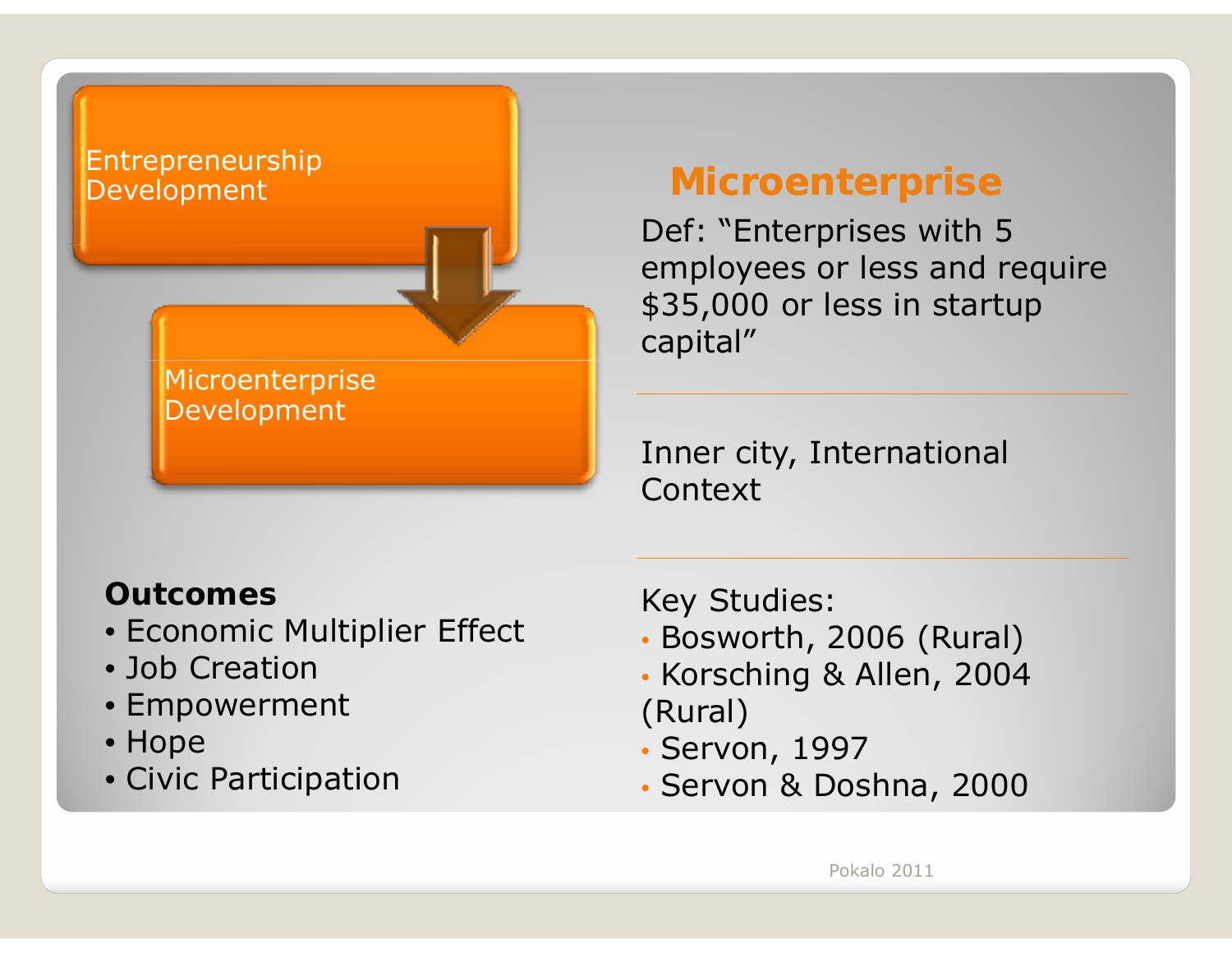Entrepreneurship Development

Microenterprise Development

## Microenterprise

Def: "Enterprises with 5 employees or less and require $35,000 or less in startup capital"

---

Inner city, International Context

---

**Outcomes**

- Economic Multiplier Effect
- Job Creation
- Empowerment
- Hope
- Civic Participation

Key Studies:

- Bosworth, 2006 (Rural)
- Korsching & Allen, 2004 (Rural)
- Servon, 1997
- Servon & Doshna, 2000

Pokalo 2011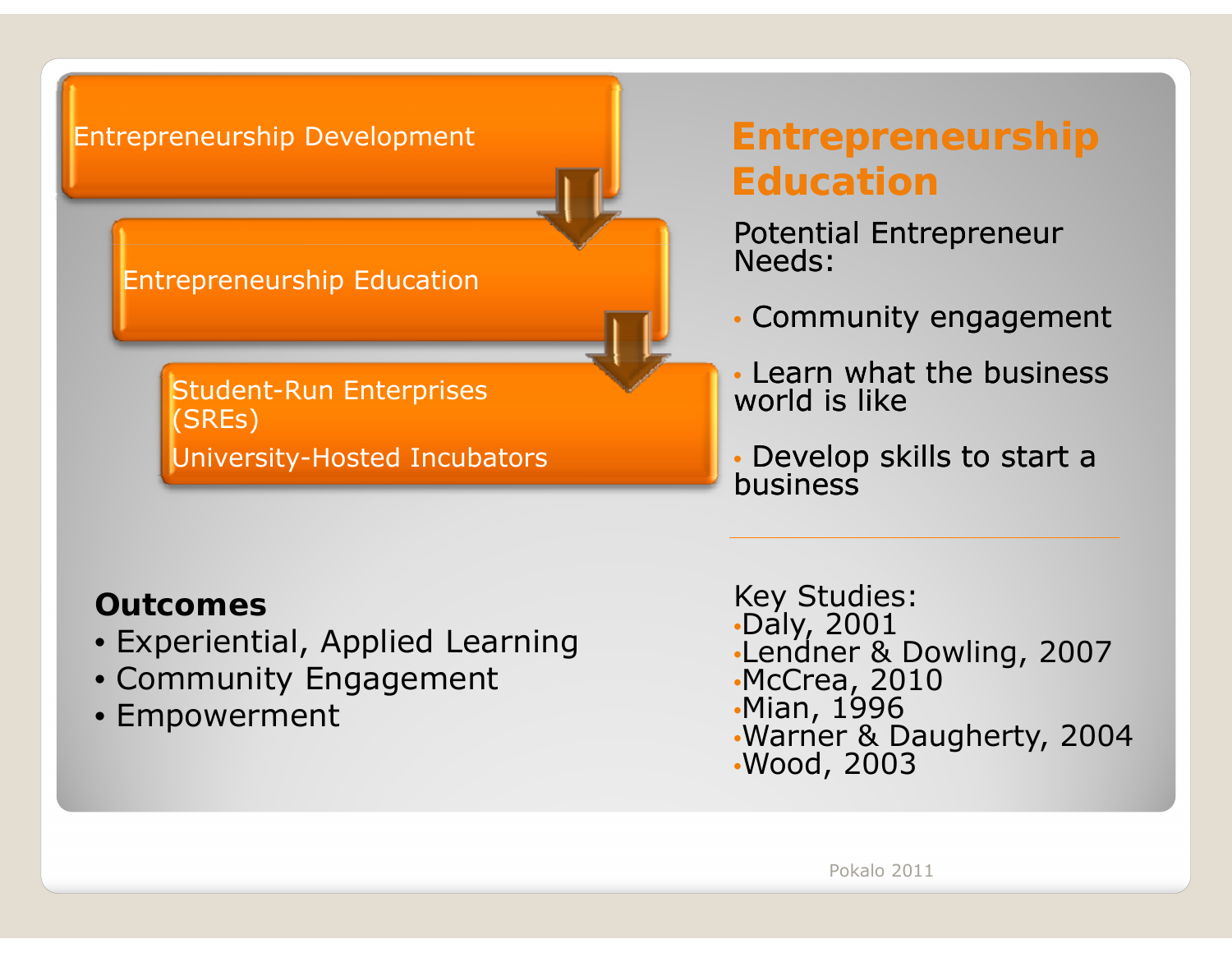## Entrepreneurship Education

Entrepreneurship Development

Entrepreneurship Education

Student-Run Enterprises (SREs)

University-Hosted Incubators

Potential Entrepreneur Needs:

- Community engagement
- Learn what the business world is like
- Develop skills to start a business

**Outcomes**

- Experiential, Applied Learning
- Community Engagement
- Empowerment

Key Studies:

- Daly, 2001
- Lendner & Dowling, 2007
- McCrea, 2010
- Mian, 1996
- Warner & Daugherty, 2004
- Wood, 2003

Pokalo 2011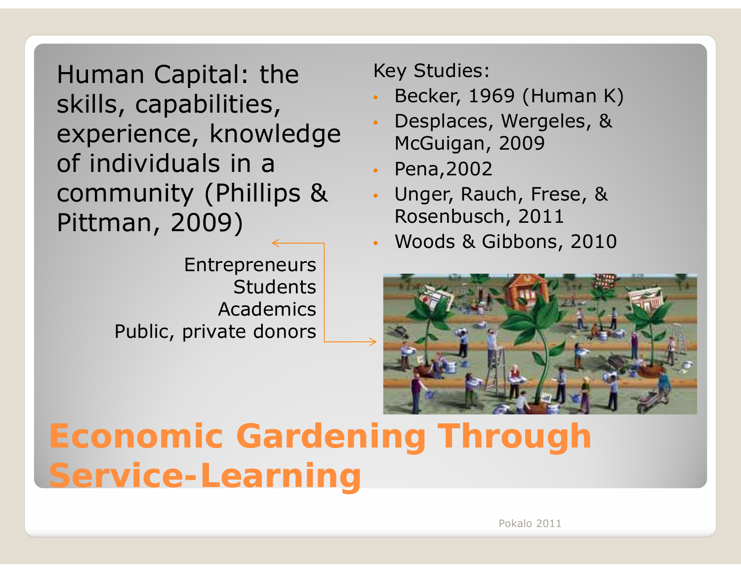# Economic Gardening Through Service-Learning

Human Capital: the skills, capabilities, experience, knowledge of individuals in a community (Phillips & Pittman, 2009)

Entrepreneurs
Students
Academics
Public, private donors

Key Studies:

- Becker, 1969 (Human K)
- Desplaces, Wergeles, & McGuigan, 2009
- Pena,2002
- Unger, Rauch, Frese, & Rosenbusch, 2011
- Woods & Gibbons, 2010

Pokalo 2011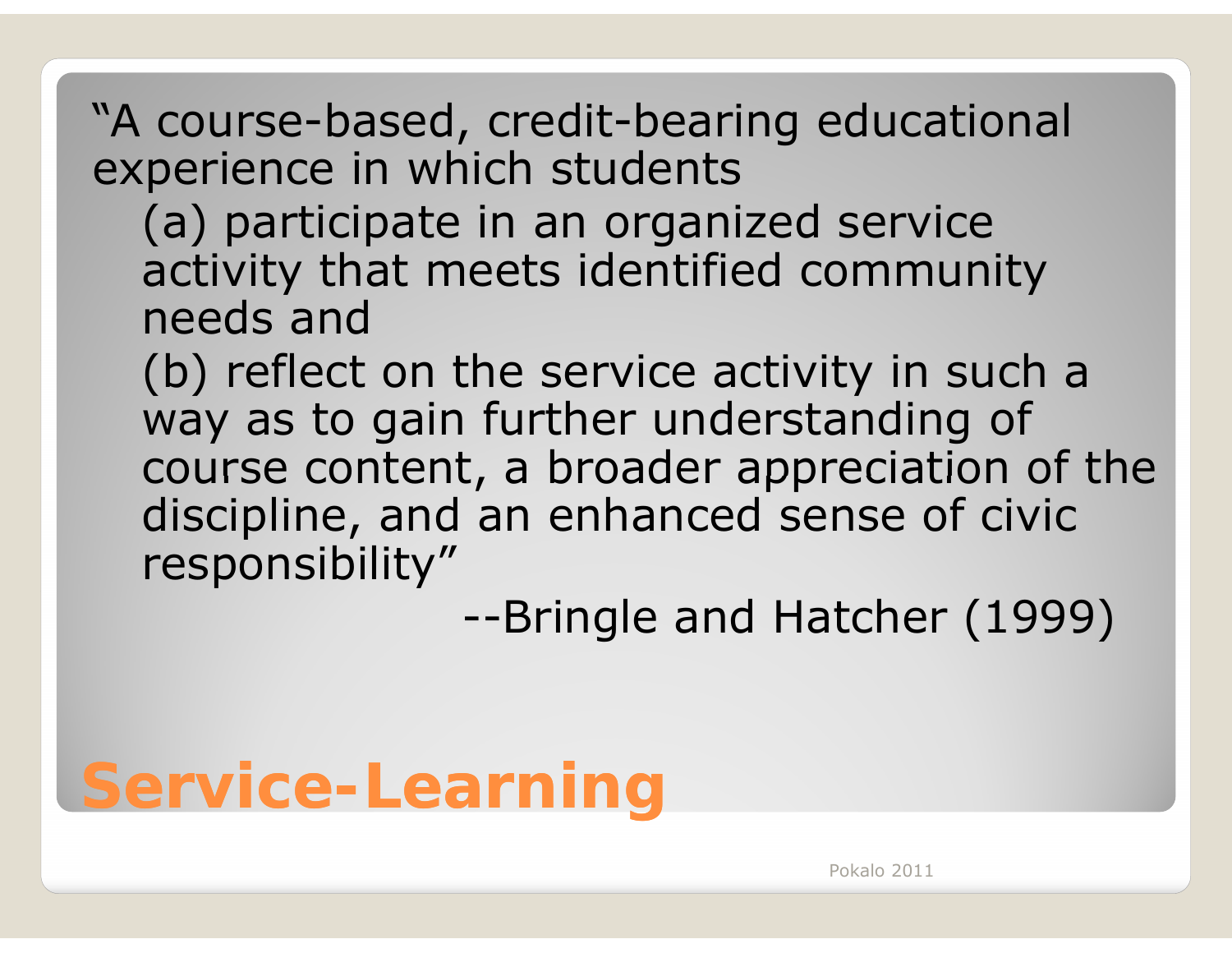# Service-Learning

"A course-based, credit-bearing educational experience in which students

(a) participate in an organized service activity that meets identified community needs and

(b) reflect on the service activity in such a way as to gain further understanding of course content, a broader appreciation of the discipline, and an enhanced sense of civic responsibility"

--Bringle and Hatcher (1999)

Pokalo 2011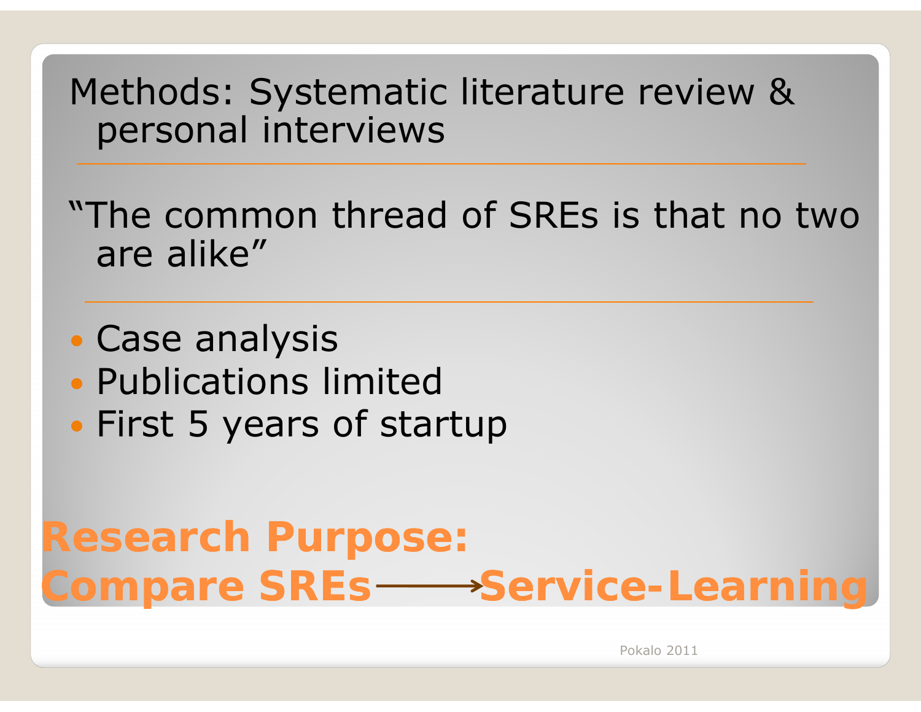Methods: Systematic literature review & personal interviews

---

"The common thread of SREs is that no two are alike"

---

- Case analysis
- Publications limited
- First 5 years of startup

## Research Purpose:

## Compare SREs ⟶ Service-Learning

Pokalo 2011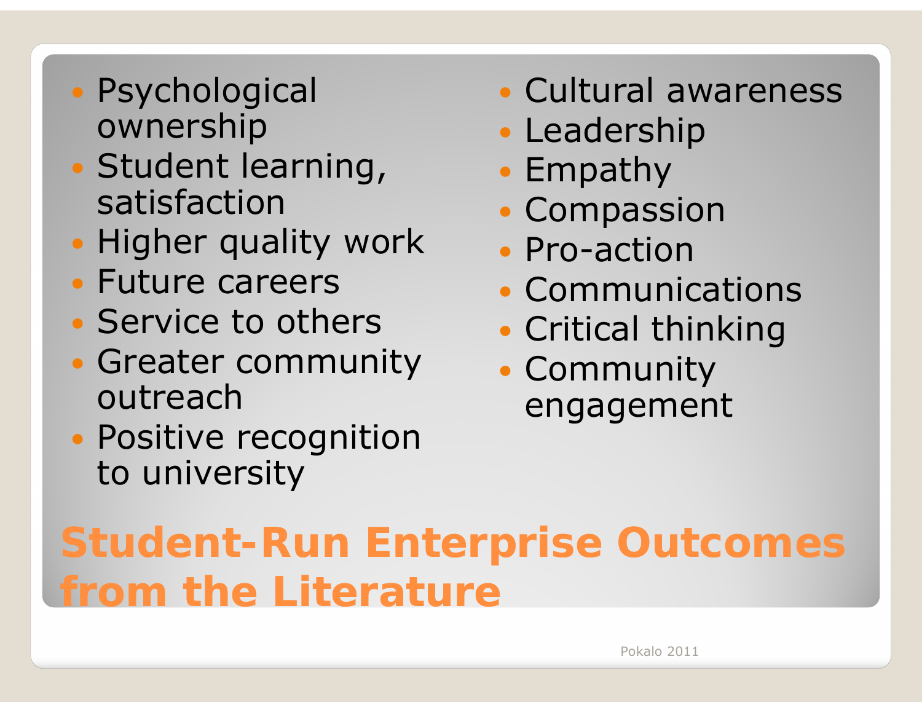# Student-Run Enterprise Outcomes from the Literature

- Psychological ownership
- Student learning, satisfaction
- Higher quality work
- Future careers
- Service to others
- Greater community outreach
- Positive recognition to university
- Cultural awareness
- Leadership
- Empathy
- Compassion
- Pro-action
- Communications
- Critical thinking
- Community engagement

Pokalo 2011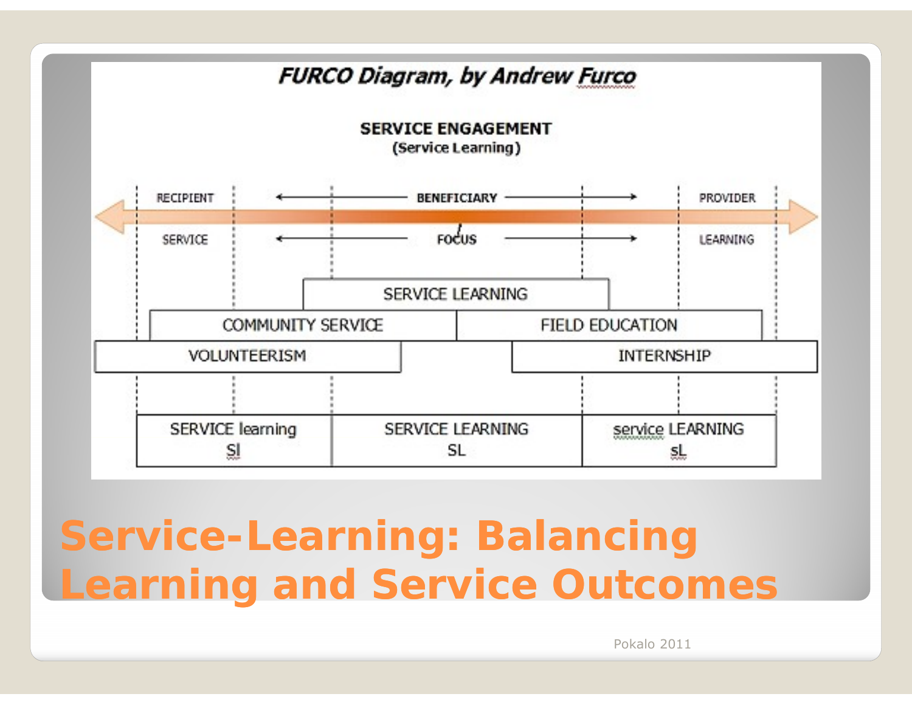*FURCO Diagram, by Andrew Furco*

**SERVICE ENGAGEMENT**
**(Service Learning)**

| RECIPIENT | ← BENEFICIARY → | PROVIDER |
|---|---|---|
| SERVICE | ← FOCUS → | LEARNING |

SERVICE LEARNING

COMMUNITY SERVICE | FIELD EDUCATION

VOLUNTEERISM | INTERNSHIP

| SERVICE learning Sl | SERVICE LEARNING SL | service LEARNING sL |
|---|---|---|

# Service-Learning: Balancing Learning and Service Outcomes

Pokalo 2011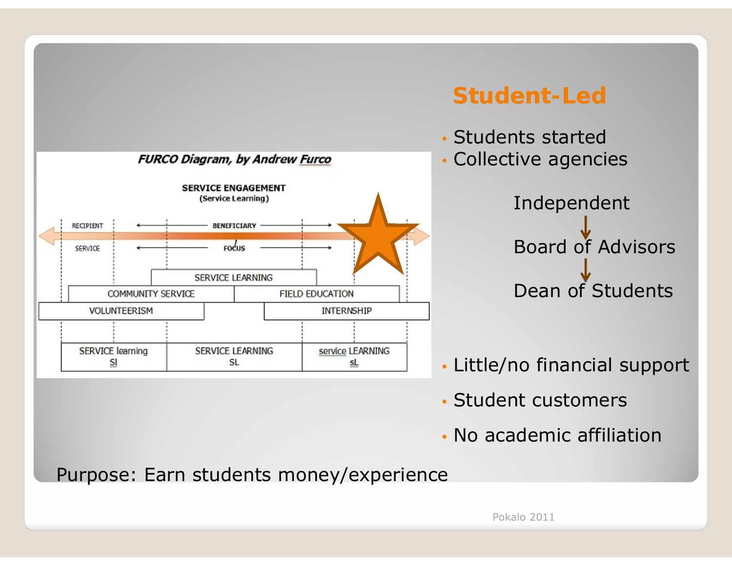## Student-Led

- Students started
- Collective agencies

Independent
↓
Board of Advisors
↓
Dean of Students

- Little/no financial support
- Student customers
- No academic affiliation

*FURCO Diagram, by Andrew Furco*

SERVICE ENGAGEMENT
(Service Learning)

RECIPIENT ← BENEFICIARY →

SERVICE ← FOCUS →

SERVICE LEARNING

COMMUNITY SERVICE | FIELD EDUCATION

VOLUNTEERISM | INTERNSHIP

| SERVICE learning sl | SERVICE LEARNING SL | service LEARNING sL |
|---|---|---|

Purpose: Earn students money/experience

Pokalo 2011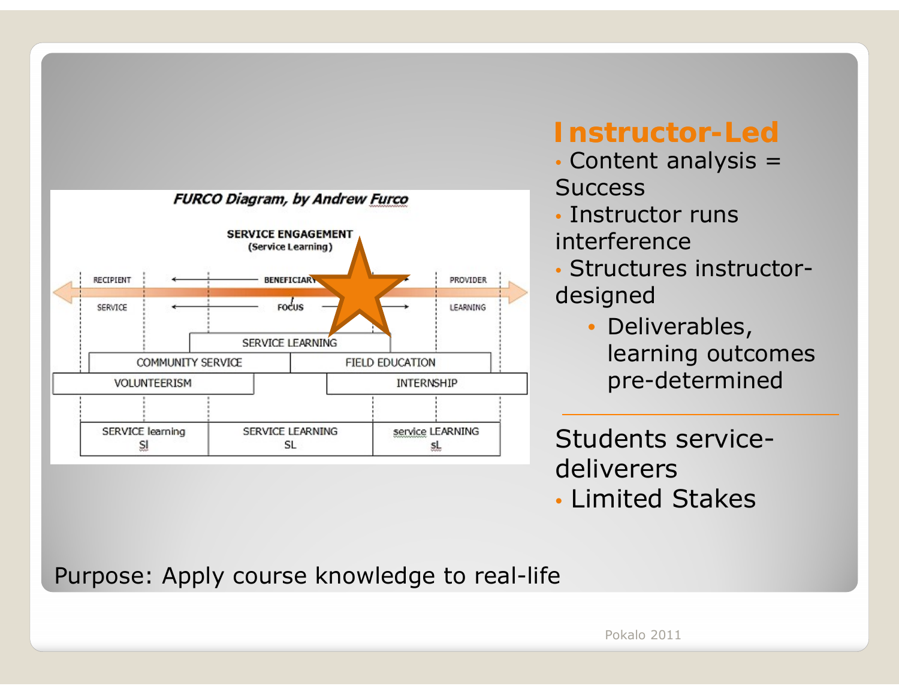FURCO Diagram, by Andrew Furco

SERVICE ENGAGEMENT (Service Learning)

| RECIPIENT | BENEFICIARY | PROVIDER |
| --- | --- | --- |
| SERVICE | FOCUS | LEARNING |

SERVICE LEARNING

COMMUNITY SERVICE | FIELD EDUCATION

VOLUNTEERISM | INTERNSHIP

| SERVICE learning Sl | SERVICE LEARNING SL | service LEARNING sL |
| --- | --- | --- |

## Instructor-Led

- Content analysis = Success
- Instructor runs interference
- Structures instructor-designed
  - Deliverables, learning outcomes pre-determined

---

Students service-deliverers

- Limited Stakes

Purpose: Apply course knowledge to real-life

Pokalo 2011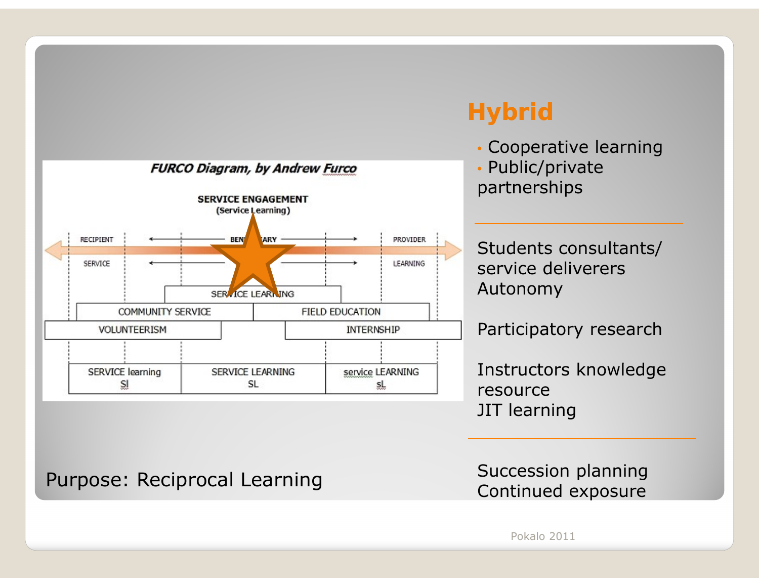## Hybrid

- Cooperative learning
- Public/private partnerships

---

Students consultants/ service deliverers
Autonomy

Participatory research

Instructors knowledge resource
JIT learning

---

Succession planning
Continued exposure

*FURCO Diagram, by Andrew Furco*

SERVICE ENGAGEMENT
(Service Learning)

RECIPIENT — BENEFICIARY — PROVIDER

SERVICE — LEARNING

SERVICE LEARNING

COMMUNITY SERVICE | FIELD EDUCATION

VOLUNTEERISM | INTERNSHIP

| SERVICE learning Sl | SERVICE LEARNING SL | service LEARNING sL |
|---|---|---|

Purpose: Reciprocal Learning

Pokalo 2011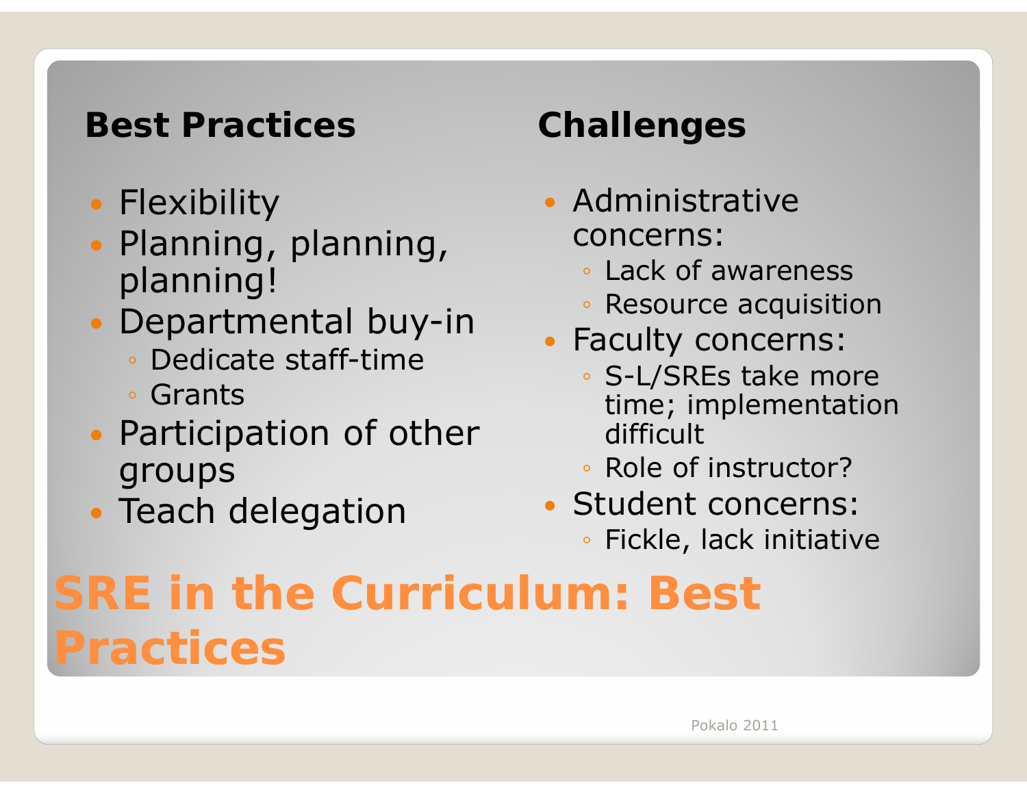# SRE in the Curriculum: Best Practices

## Best Practices

- Flexibility
- Planning, planning, planning!
- Departmental buy-in
  - Dedicate staff-time
  - Grants
- Participation of other groups
- Teach delegation

## Challenges

- Administrative concerns:
  - Lack of awareness
  - Resource acquisition
- Faculty concerns:
  - S-L/SREs take more time; implementation difficult
  - Role of instructor?
- Student concerns:
  - Fickle, lack initiative

Pokalo 2011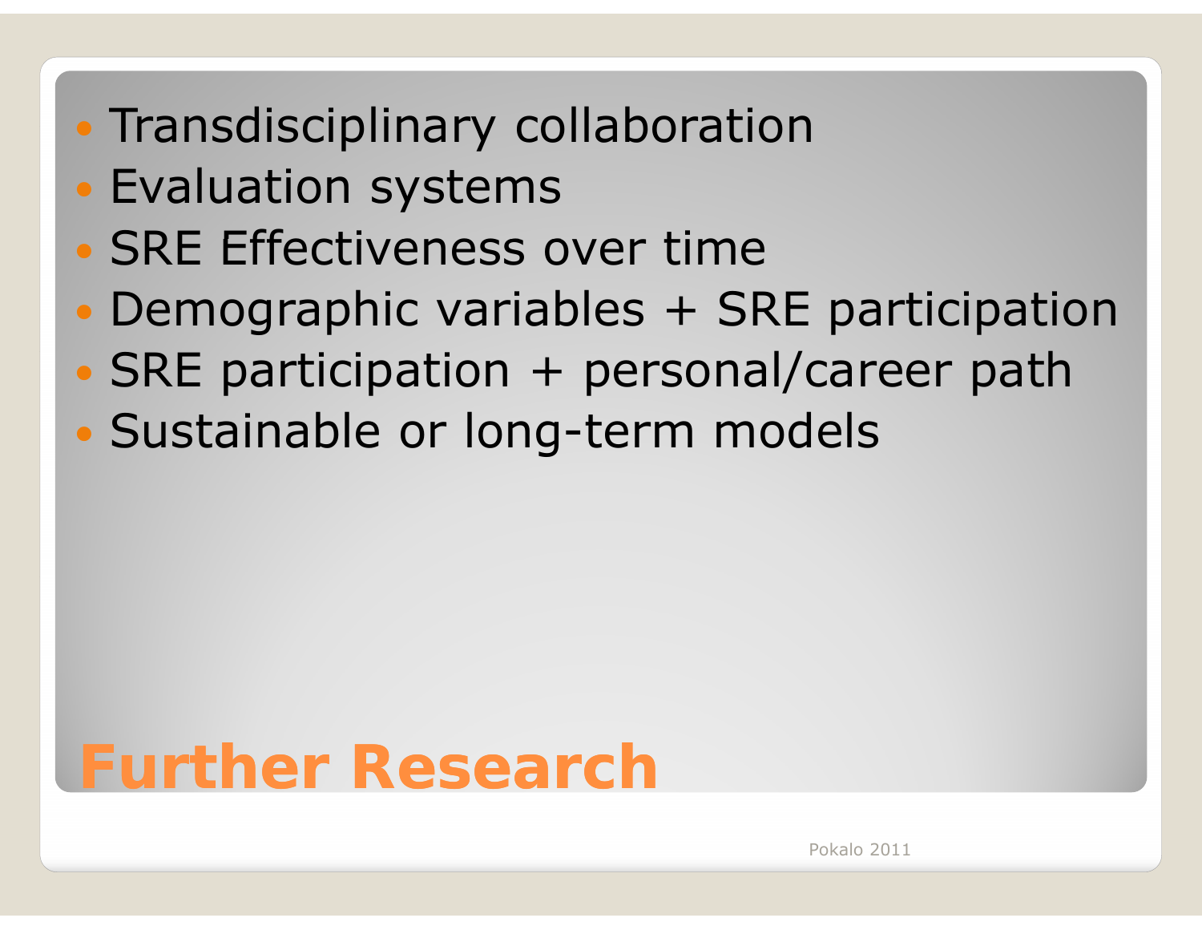# Further Research

- Transdisciplinary collaboration
- Evaluation systems
- SRE Effectiveness over time
- Demographic variables + SRE participation
- SRE participation + personal/career path
- Sustainable or long-term models

Pokalo 2011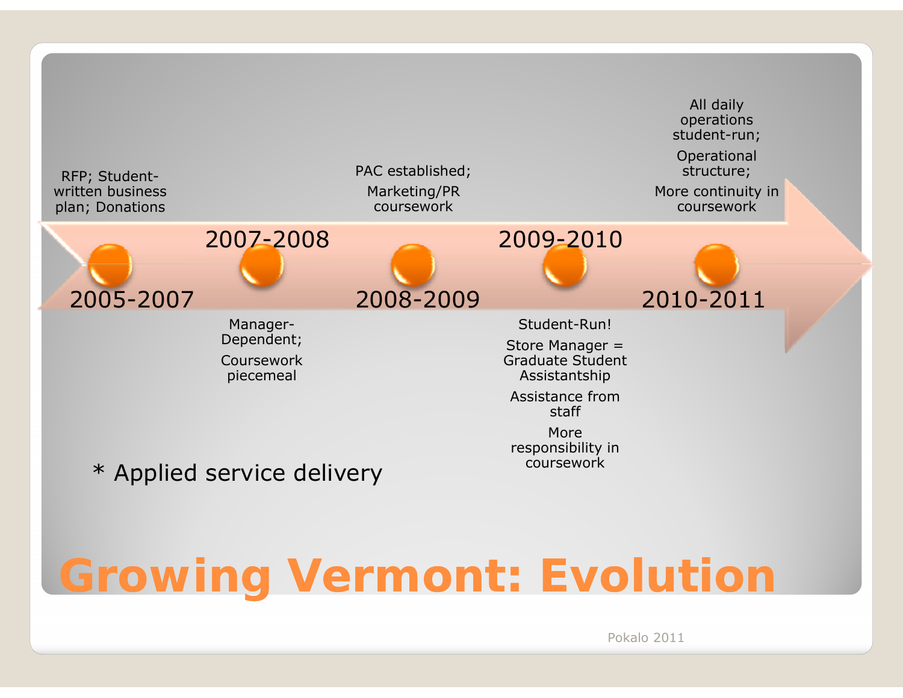# Growing Vermont: Evolution

- **2005-2007**: RFP; Student-written business plan; Donations
- **2007-2008**: Manager-Dependent; Coursework piecemeal
- **2008-2009**: PAC established; Marketing/PR coursework
- **2009-2010**: Student-Run! Store Manager = Graduate Student Assistantship; Assistance from staff; More responsibility in coursework
- **2010-2011**: All daily operations student-run; Operational structure; More continuity in coursework

* Applied service delivery

Pokalo 2011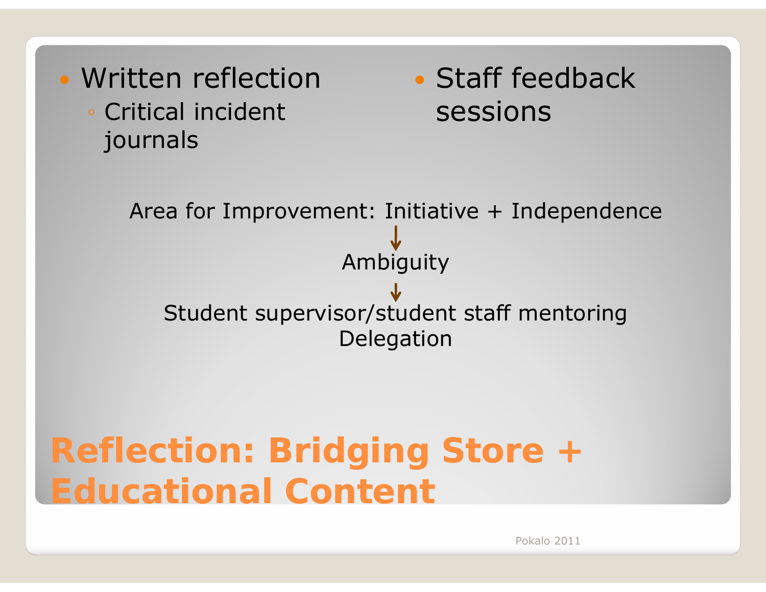# Reflection: Bridging Store + Educational Content

- Written reflection
  - Critical incident journals
- Staff feedback sessions

Area for Improvement: Initiative + Independence

↓

Ambiguity

↓

Student supervisor/student staff mentoring

Delegation

Pokalo 2011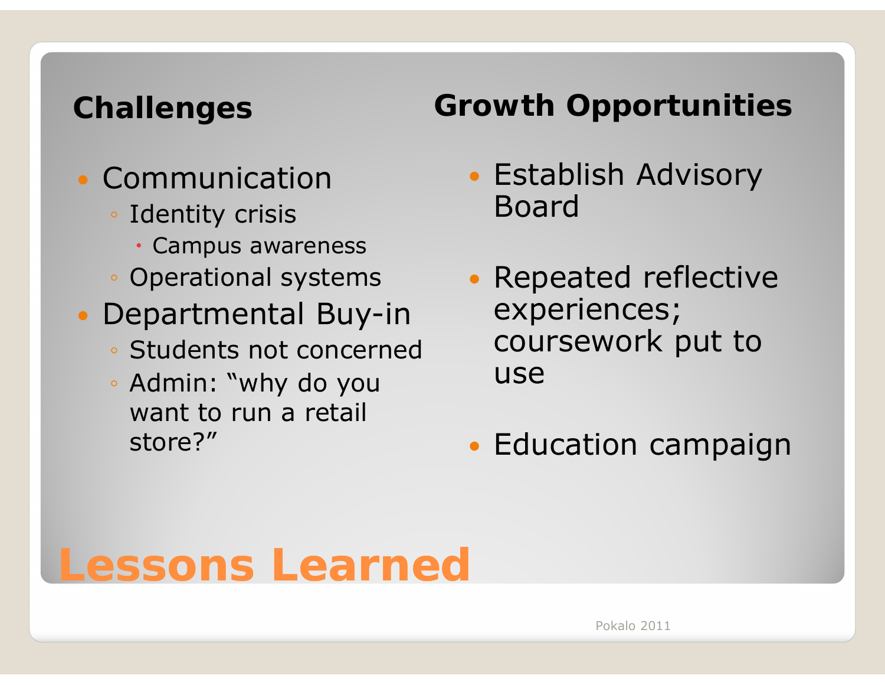# Lessons Learned

### Challenges

- Communication
  - Identity crisis
    - Campus awareness
  - Operational systems
- Departmental Buy-in
  - Students not concerned
  - Admin: "why do you want to run a retail store?"

### Growth Opportunities

- Establish Advisory Board
- Repeated reflective experiences; coursework put to use
- Education campaign

Pokalo 2011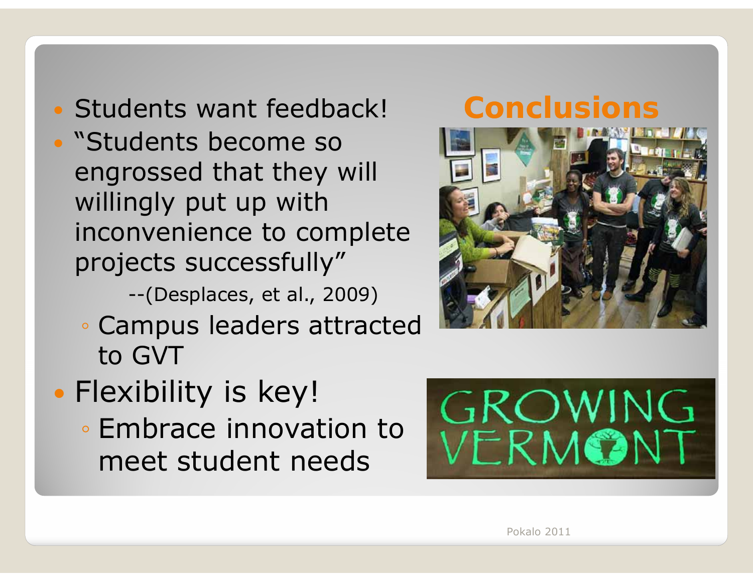# Conclusions

- Students want feedback!
- "Students become so engrossed that they will willingly put up with inconvenience to complete projects successfully"

  --(Desplaces, et al., 2009)

  - Campus leaders attracted to GVT
- Flexibility is key!
  - Embrace innovation to meet student needs